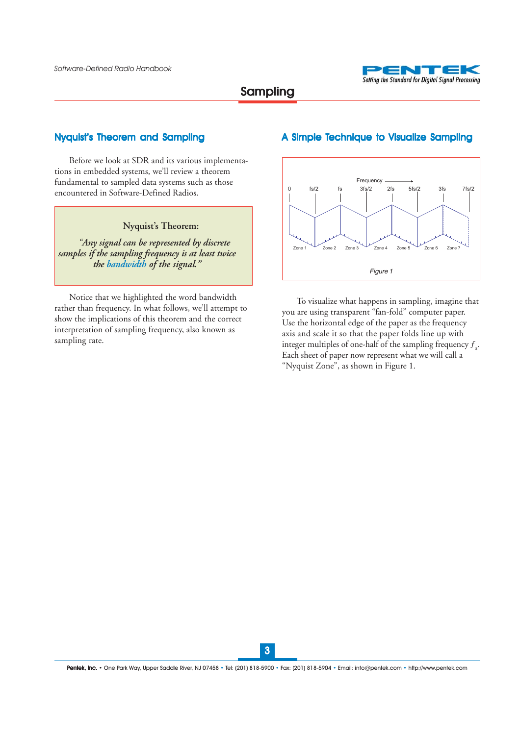# Sampling

## Nyquist's Theorem and Sampling

Before we look at SDR and its various implementations in embedded systems, we'll review a theorem fundamental to sampled data systems such as those encountered in Software-Defined Radios.

> **Nyquist's Theorem:**
>
> *"Any signal can be represented by discrete samples if the sampling frequency is at least twice the bandwidth of the signal."*

Notice that we highlighted the word bandwidth rather than frequency. In what follows, we'll attempt to show the implications of this theorem and the correct interpretation of sampling frequency, also known as sampling rate.

## A Simple Technique to Visualize Sampling

Frequency →

0, fs/2, fs, 3fs/2, 2fs, 5fs/2, 3fs, 7fs/2

Zone 1, Zone 2, Zone 3, Zone 4, Zone 5, Zone 6, Zone 7

*Figure 1*

To visualize what happens in sampling, imagine that you are using transparent "fan-fold" computer paper. Use the horizontal edge of the paper as the frequency axis and scale it so that the paper folds line up with integer multiples of one-half of the sampling frequency $f_s$. Each sheet of paper now represent what we will call a "Nyquist Zone", as shown in Figure 1.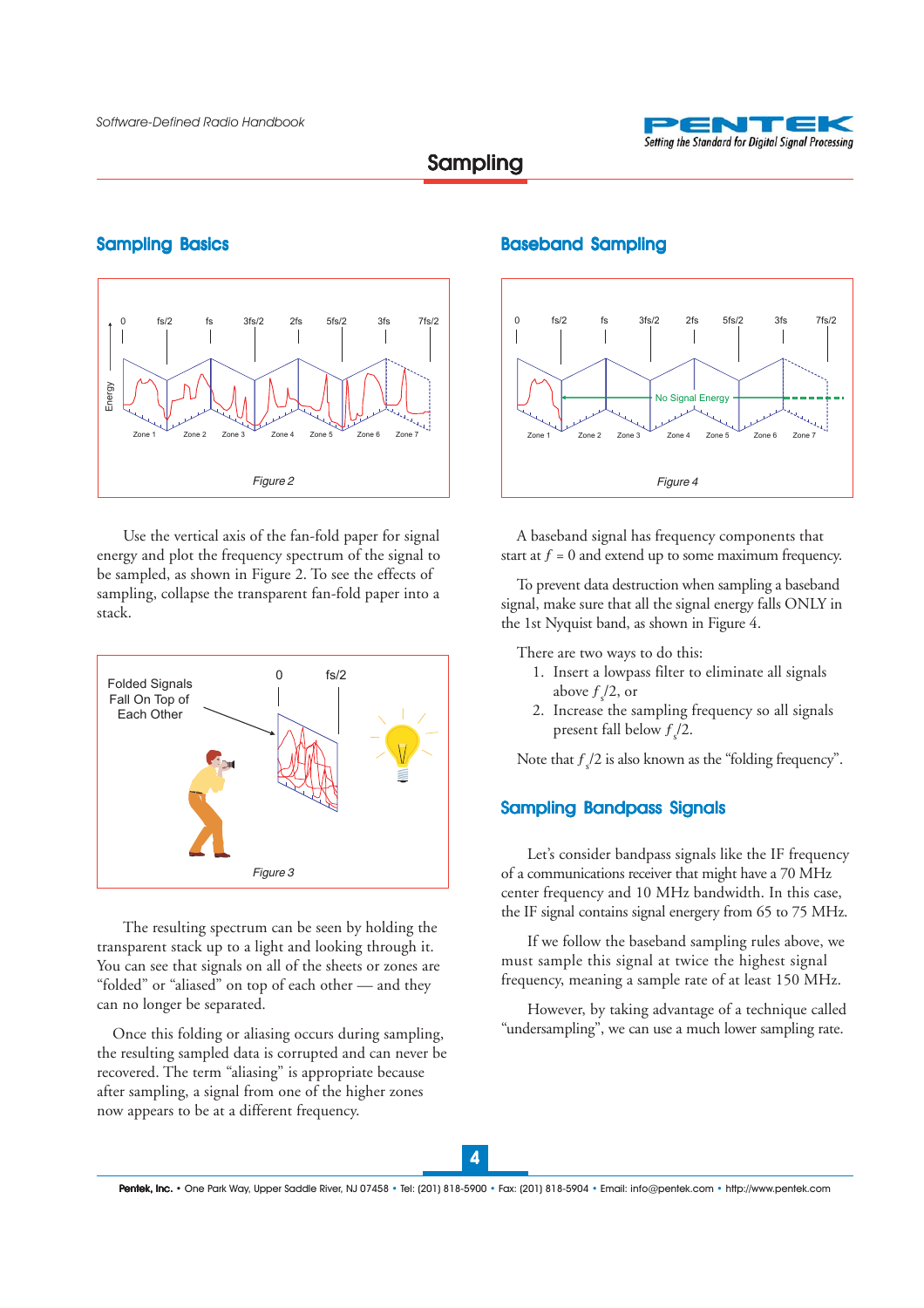# Sampling

## Sampling Basics

Figure 2

Use the vertical axis of the fan-fold paper for signal energy and plot the frequency spectrum of the signal to be sampled, as shown in Figure 2. To see the effects of sampling, collapse the transparent fan-fold paper into a stack.

Figure 3

The resulting spectrum can be seen by holding the transparent stack up to a light and looking through it. You can see that signals on all of the sheets or zones are "folded" or "aliased" on top of each other — and they can no longer be separated.

Once this folding or aliasing occurs during sampling, the resulting sampled data is corrupted and can never be recovered. The term "aliasing" is appropriate because after sampling, a signal from one of the higher zones now appears to be at a different frequency.

## Baseband Sampling

Figure 4

A baseband signal has frequency components that start at $f = 0$ and extend up to some maximum frequency.

To prevent data destruction when sampling a baseband signal, make sure that all the signal energy falls ONLY in the 1st Nyquist band, as shown in Figure 4.

There are two ways to do this:

1. Insert a lowpass filter to eliminate all signals above $f_s/2$, or
2. Increase the sampling frequency so all signals present fall below $f_s/2$.

Note that $f_s/2$ is also known as the "folding frequency".

## Sampling Bandpass Signals

Let's consider bandpass signals like the IF frequency of a communications receiver that might have a 70 MHz center frequency and 10 MHz bandwidth. In this case, the IF signal contains signal energery from 65 to 75 MHz.

If we follow the baseband sampling rules above, we must sample this signal at twice the highest signal frequency, meaning a sample rate of at least 150 MHz.

However, by taking advantage of a technique called "undersampling", we can use a much lower sampling rate.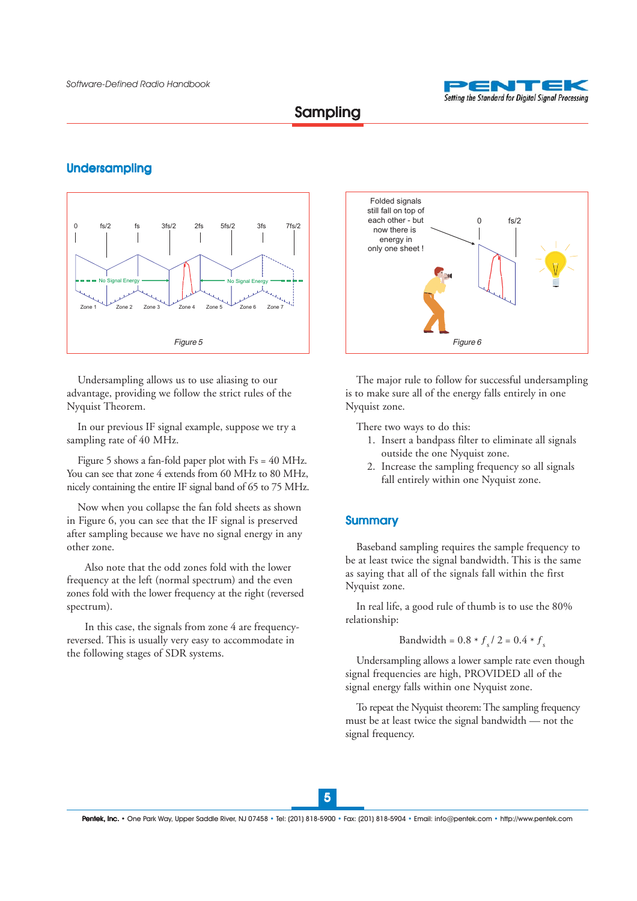## Sampling

### Undersampling

Figure 5

Figure 6

Undersampling allows us to use aliasing to our advantage, providing we follow the strict rules of the Nyquist Theorem.

In our previous IF signal example, suppose we try a sampling rate of 40 MHz.

Figure 5 shows a fan-fold paper plot with Fs = 40 MHz. You can see that zone 4 extends from 60 MHz to 80 MHz, nicely containing the entire IF signal band of 65 to 75 MHz.

Now when you collapse the fan fold sheets as shown in Figure 6, you can see that the IF signal is preserved after sampling because we have no signal energy in any other zone.

Also note that the odd zones fold with the lower frequency at the left (normal spectrum) and the even zones fold with the lower frequency at the right (reversed spectrum).

In this case, the signals from zone 4 are frequency-reversed. This is usually very easy to accommodate in the following stages of SDR systems.

The major rule to follow for successful undersampling is to make sure all of the energy falls entirely in one Nyquist zone.

There two ways to do this:

1. Insert a bandpass filter to eliminate all signals outside the one Nyquist zone.
2. Increase the sampling frequency so all signals fall entirely within one Nyquist zone.

### Summary

Baseband sampling requires the sample frequency to be at least twice the signal bandwidth. This is the same as saying that all of the signals fall within the first Nyquist zone.

In real life, a good rule of thumb is to use the 80% relationship:

$$\text{Bandwidth} = 0.8 * f_s / 2 = 0.4 * f_s$$

Undersampling allows a lower sample rate even though signal frequencies are high, PROVIDED all of the signal energy falls within one Nyquist zone.

To repeat the Nyquist theorem: The sampling frequency must be at least twice the signal bandwidth — not the signal frequency.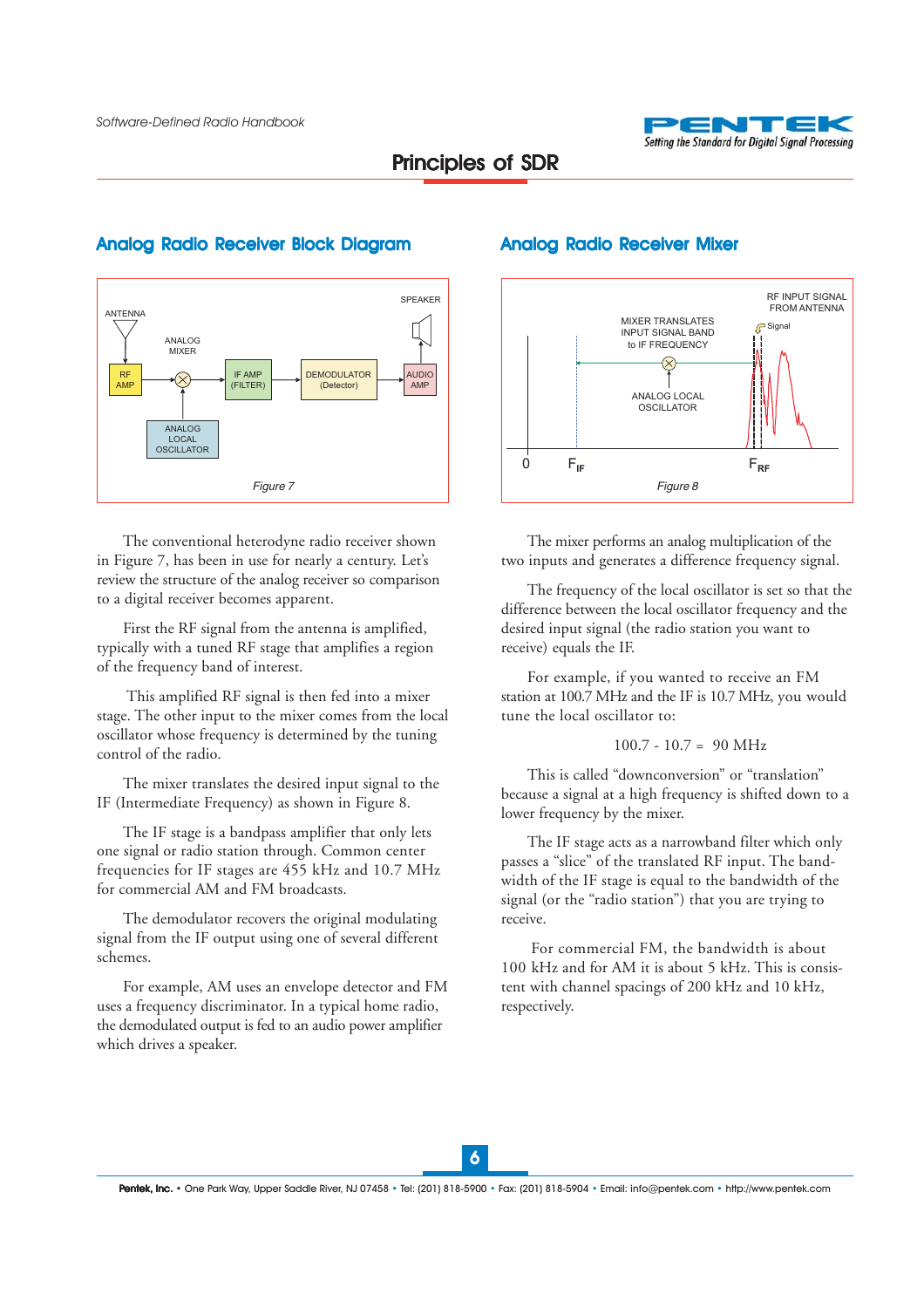# Principles of SDR

## Analog Radio Receiver Block Diagram

*Figure 7*

The conventional heterodyne radio receiver shown in Figure 7, has been in use for nearly a century. Let's review the structure of the analog receiver so comparison to a digital receiver becomes apparent.

First the RF signal from the antenna is amplified, typically with a tuned RF stage that amplifies a region of the frequency band of interest.

This amplified RF signal is then fed into a mixer stage. The other input to the mixer comes from the local oscillator whose frequency is determined by the tuning control of the radio.

The mixer translates the desired input signal to the IF (Intermediate Frequency) as shown in Figure 8.

The IF stage is a bandpass amplifier that only lets one signal or radio station through. Common center frequencies for IF stages are 455 kHz and 10.7 MHz for commercial AM and FM broadcasts.

The demodulator recovers the original modulating signal from the IF output using one of several different schemes.

For example, AM uses an envelope detector and FM uses a frequency discriminator. In a typical home radio, the demodulated output is fed to an audio power amplifier which drives a speaker.

## Analog Radio Receiver Mixer

*Figure 8*

The mixer performs an analog multiplication of the two inputs and generates a difference frequency signal.

The frequency of the local oscillator is set so that the difference between the local oscillator frequency and the desired input signal (the radio station you want to receive) equals the IF.

For example, if you wanted to receive an FM station at 100.7 MHz and the IF is 10.7 MHz, you would tune the local oscillator to:

$$100.7 - 10.7 = 90 \text{ MHz}$$

This is called "downconversion" or "translation" because a signal at a high frequency is shifted down to a lower frequency by the mixer.

The IF stage acts as a narrowband filter which only passes a "slice" of the translated RF input. The bandwidth of the IF stage is equal to the bandwidth of the signal (or the "radio station") that you are trying to receive.

For commercial FM, the bandwidth is about 100 kHz and for AM it is about 5 kHz. This is consistent with channel spacings of 200 kHz and 10 kHz, respectively.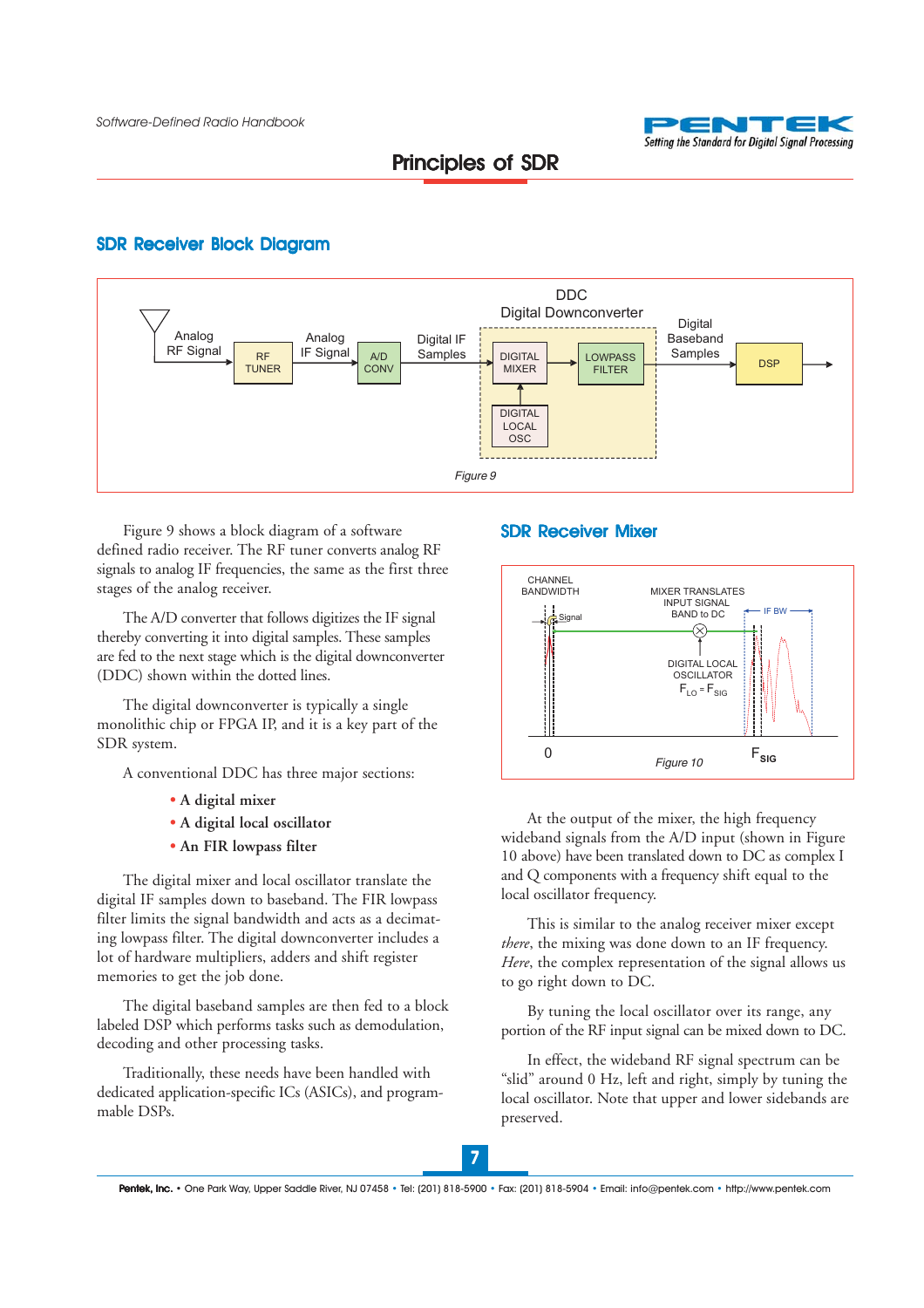# Principles of SDR

## SDR Receiver Block Diagram

Figure 9

Figure 9 shows a block diagram of a software defined radio receiver. The RF tuner converts analog RF signals to analog IF frequencies, the same as the first three stages of the analog receiver.

The A/D converter that follows digitizes the IF signal thereby converting it into digital samples. These samples are fed to the next stage which is the digital downconverter (DDC) shown within the dotted lines.

The digital downconverter is typically a single monolithic chip or FPGA IP, and it is a key part of the SDR system.

A conventional DDC has three major sections:

- **A digital mixer**
- **A digital local oscillator**
- **An FIR lowpass filter**

The digital mixer and local oscillator translate the digital IF samples down to baseband. The FIR lowpass filter limits the signal bandwidth and acts as a decimating lowpass filter. The digital downconverter includes a lot of hardware multipliers, adders and shift register memories to get the job done.

The digital baseband samples are then fed to a block labeled DSP which performs tasks such as demodulation, decoding and other processing tasks.

Traditionally, these needs have been handled with dedicated application-specific ICs (ASICs), and programmable DSPs.

## SDR Receiver Mixer

Figure 10

At the output of the mixer, the high frequency wideband signals from the A/D input (shown in Figure 10 above) have been translated down to DC as complex I and Q components with a frequency shift equal to the local oscillator frequency.

This is similar to the analog receiver mixer except *there*, the mixing was done down to an IF frequency. *Here*, the complex representation of the signal allows us to go right down to DC.

By tuning the local oscillator over its range, any portion of the RF input signal can be mixed down to DC.

In effect, the wideband RF signal spectrum can be "slid" around 0 Hz, left and right, simply by tuning the local oscillator. Note that upper and lower sidebands are preserved.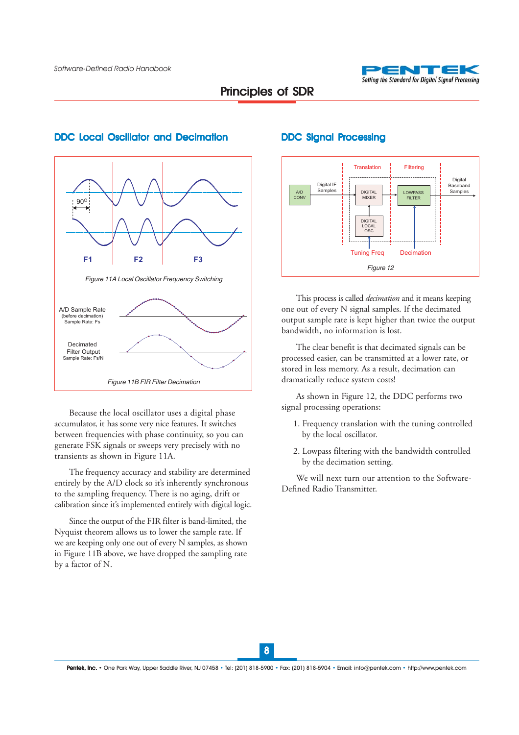# Principles of SDR

## DDC Local Oscillator and Decimation

Figure 11A Local Oscillator Frequency Switching

Figure 11B FIR Filter Decimation

Because the local oscillator uses a digital phase accumulator, it has some very nice features. It switches between frequencies with phase continuity, so you can generate FSK signals or sweeps very precisely with no transients as shown in Figure 11A.

The frequency accuracy and stability are determined entirely by the A/D clock so it's inherently synchronous to the sampling frequency. There is no aging, drift or calibration since it's implemented entirely with digital logic.

Since the output of the FIR filter is band-limited, the Nyquist theorem allows us to lower the sample rate. If we are keeping only one out of every N samples, as shown in Figure 11B above, we have dropped the sampling rate by a factor of N.

## DDC Signal Processing

Figure 12

This process is called *decimation* and it means keeping one out of every N signal samples. If the decimated output sample rate is kept higher than twice the output bandwidth, no information is lost.

The clear benefit is that decimated signals can be processed easier, can be transmitted at a lower rate, or stored in less memory. As a result, decimation can dramatically reduce system costs!

As shown in Figure 12, the DDC performs two signal processing operations:

1. Frequency translation with the tuning controlled by the local oscillator.
2. Lowpass filtering with the bandwidth controlled by the decimation setting.

We will next turn our attention to the Software-Defined Radio Transmitter.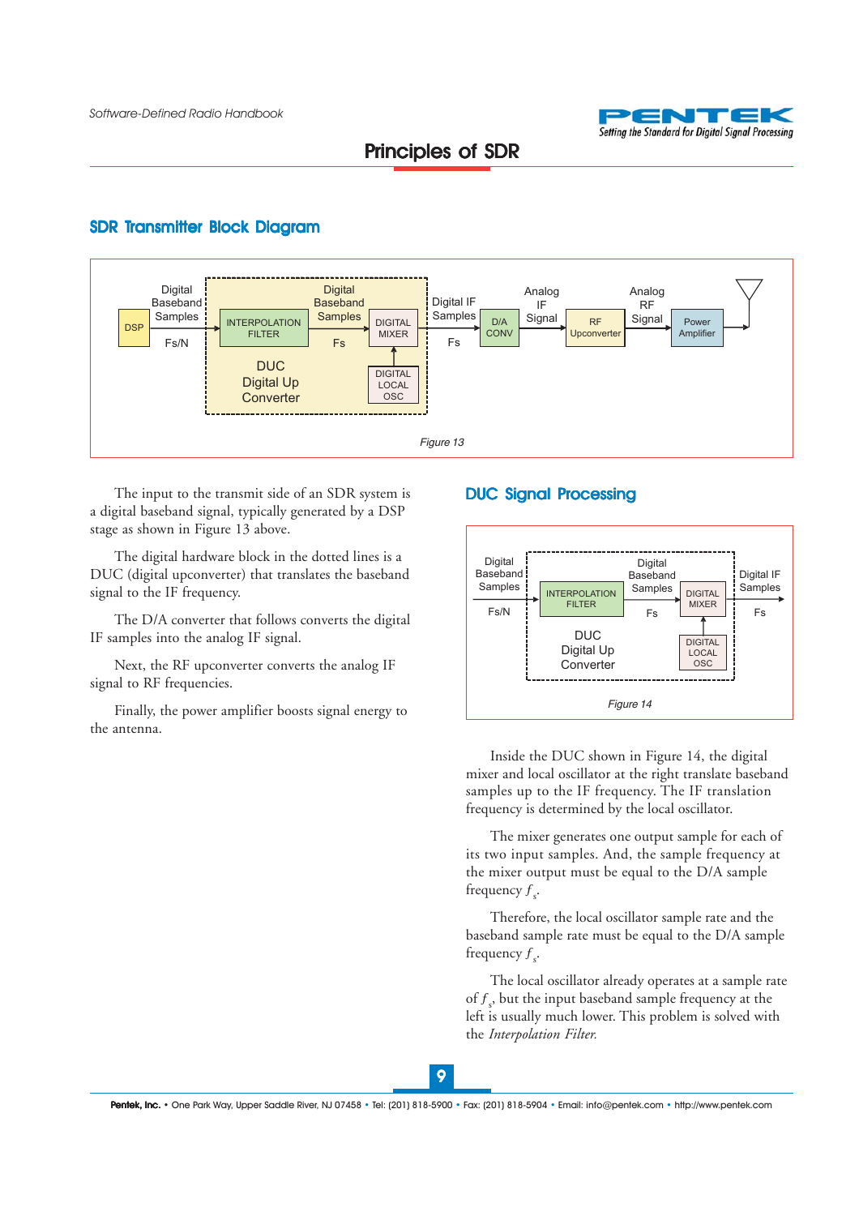# Principles of SDR

## SDR Transmitter Block Diagram

Figure 13

The input to the transmit side of an SDR system is a digital baseband signal, typically generated by a DSP stage as shown in Figure 13 above.

The digital hardware block in the dotted lines is a DUC (digital upconverter) that translates the baseband signal to the IF frequency.

The D/A converter that follows converts the digital IF samples into the analog IF signal.

Next, the RF upconverter converts the analog IF signal to RF frequencies.

Finally, the power amplifier boosts signal energy to the antenna.

## DUC Signal Processing

Figure 14

Inside the DUC shown in Figure 14, the digital mixer and local oscillator at the right translate baseband samples up to the IF frequency. The IF translation frequency is determined by the local oscillator.

The mixer generates one output sample for each of its two input samples. And, the sample frequency at the mixer output must be equal to the D/A sample frequency $f_s$.

Therefore, the local oscillator sample rate and the baseband sample rate must be equal to the D/A sample frequency $f_s$.

The local oscillator already operates at a sample rate of $f_s$, but the input baseband sample frequency at the left is usually much lower. This problem is solved with the *Interpolation Filter.*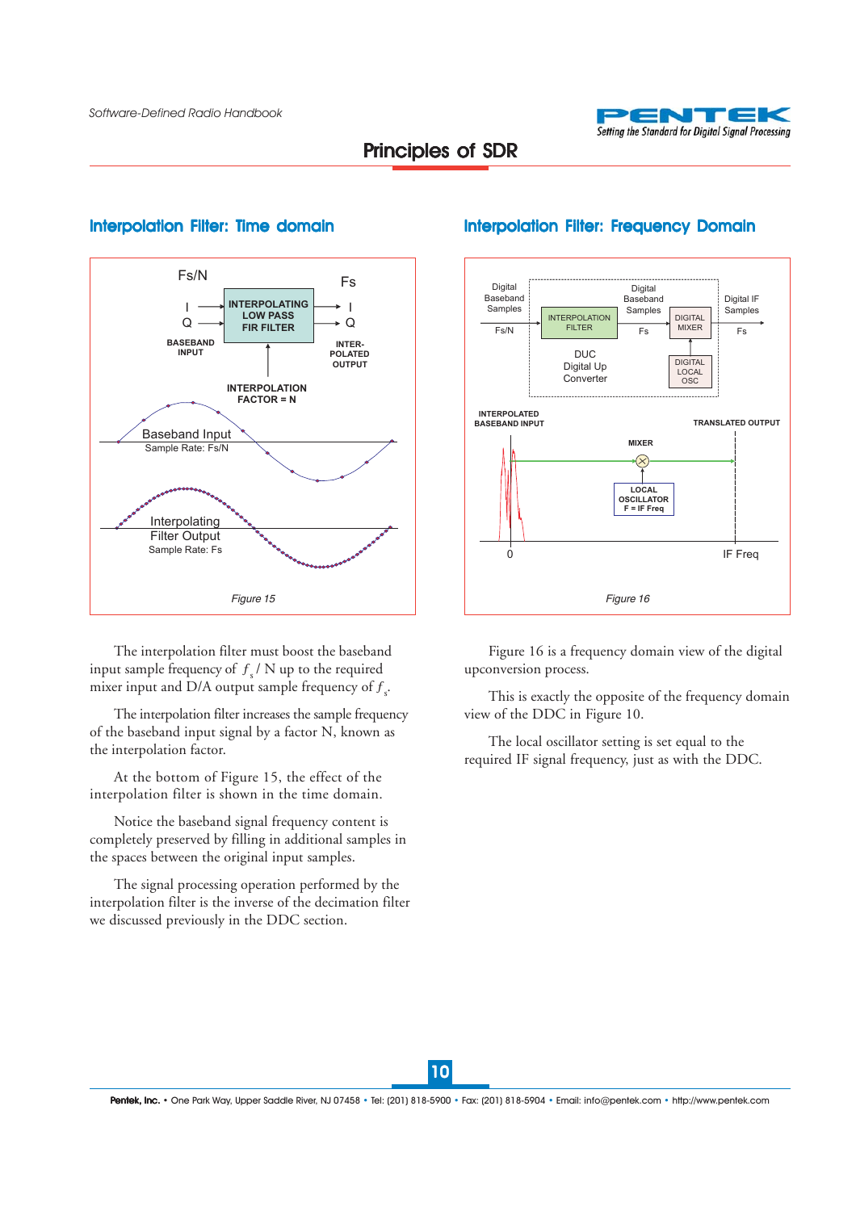## Principles of SDR

### Interpolation Filter: Time domain

Fs/N

Fs

I

Q

INTERPOLATING LOW PASS FIR FILTER

I

Q

BASEBAND INPUT

INTER-POLATED OUTPUT

INTERPOLATION FACTOR = N

Baseband Input
Sample Rate: Fs/N

Interpolating Filter Output
Sample Rate: Fs

*Figure 15*

The interpolation filter must boost the baseband input sample frequency of $f_s$ / N up to the required mixer input and D/A output sample frequency of $f_s$.

The interpolation filter increases the sample frequency of the baseband input signal by a factor N, known as the interpolation factor.

At the bottom of Figure 15, the effect of the interpolation filter is shown in the time domain.

Notice the baseband signal frequency content is completely preserved by filling in additional samples in the spaces between the original input samples.

The signal processing operation performed by the interpolation filter is the inverse of the decimation filter we discussed previously in the DDC section.

### Interpolation Filter: Frequency Domain

Digital Baseband Samples

Fs/N

INTERPOLATION FILTER

Digital Baseband Samples

Fs

DIGITAL MIXER

Digital IF Samples

Fs

DUC
Digital Up Converter

DIGITAL LOCAL OSC

INTERPOLATED BASEBAND INPUT

TRANSLATED OUTPUT

MIXER

LOCAL OSCILLATOR
F = IF Freq

0

IF Freq

*Figure 16*

Figure 16 is a frequency domain view of the digital upconversion process.

This is exactly the opposite of the frequency domain view of the DDC in Figure 10.

The local oscillator setting is set equal to the required IF signal frequency, just as with the DDC.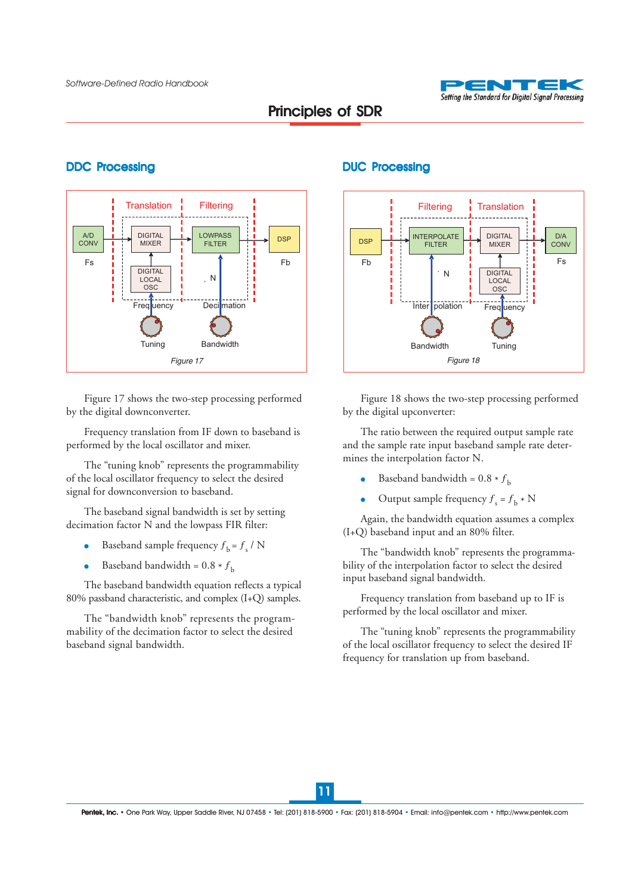## Principles of SDR

### DDC Processing

Translation | Filtering

A/D CONV → DIGITAL MIXER → LOWPASS FILTER → DSP

Fs | DIGITAL LOCAL OSC | ↓ N | Fb

Frequency — Tuning | Decimation — Bandwidth

*Figure 17*

Figure 17 shows the two-step processing performed by the digital downconverter.

Frequency translation from IF down to baseband is performed by the local oscillator and mixer.

The "tuning knob" represents the programmability of the local oscillator frequency to select the desired signal for downconversion to baseband.

The baseband signal bandwidth is set by setting decimation factor N and the lowpass FIR filter:

- Baseband sample frequency $f_b = f_s / N$
- Baseband bandwidth = $0.8 * f_b$

The baseband bandwidth equation reflects a typical 80% passband characteristic, and complex (I+Q) samples.

The "bandwidth knob" represents the programmability of the decimation factor to select the desired baseband signal bandwidth.

### DUC Processing

Filtering | Translation

DSP → INTERPOLATE FILTER → DIGITAL MIXER → D/A CONV

Fb | ↑ N | DIGITAL LOCAL OSC | Fs

Interpolation — Bandwidth | Frequency — Tuning

*Figure 18*

Figure 18 shows the two-step processing performed by the digital upconverter:

The ratio between the required output sample rate and the sample rate input baseband sample rate determines the interpolation factor N.

- Baseband bandwidth = $0.8 * f_b$
- Output sample frequency $f_s = f_b * N$

Again, the bandwidth equation assumes a complex (I+Q) baseband input and an 80% filter.

The "bandwidth knob" represents the programmability of the interpolation factor to select the desired input baseband signal bandwidth.

Frequency translation from baseband up to IF is performed by the local oscillator and mixer.

The "tuning knob" represents the programmability of the local oscillator frequency to select the desired IF frequency for translation up from baseband.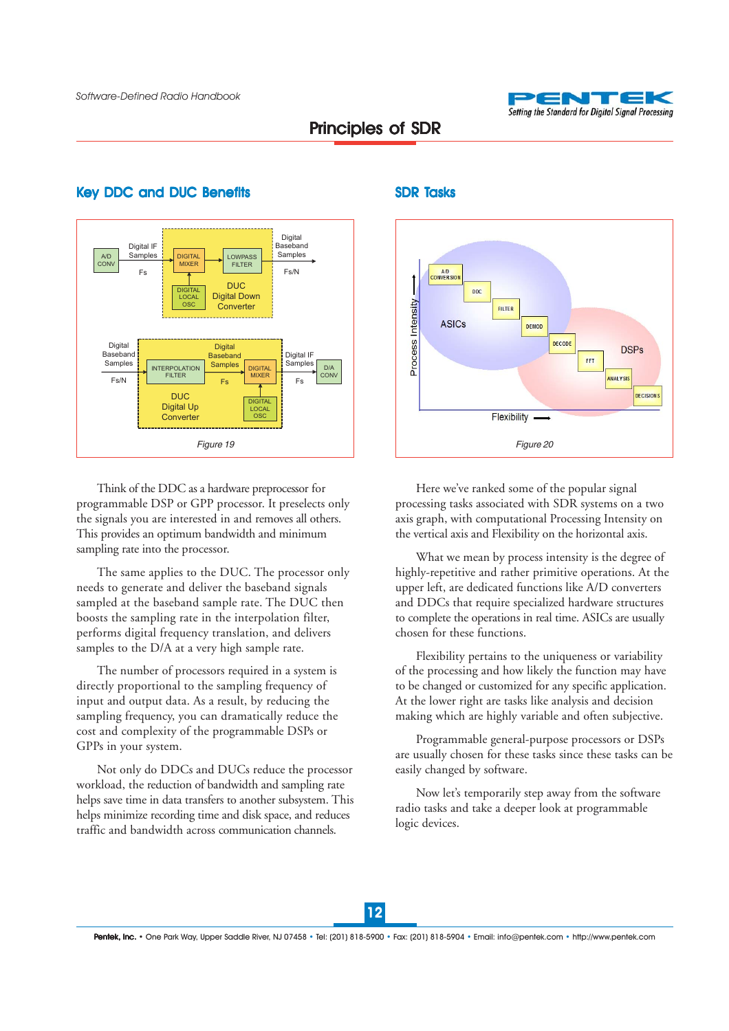# Principles of SDR

## Key DDC and DUC Benefits

*Figure 19*

Think of the DDC as a hardware preprocessor for programmable DSP or GPP processor. It preselects only the signals you are interested in and removes all others. This provides an optimum bandwidth and minimum sampling rate into the processor.

The same applies to the DUC. The processor only needs to generate and deliver the baseband signals sampled at the baseband sample rate. The DUC then boosts the sampling rate in the interpolation filter, performs digital frequency translation, and delivers samples to the D/A at a very high sample rate.

The number of processors required in a system is directly proportional to the sampling frequency of input and output data. As a result, by reducing the sampling frequency, you can dramatically reduce the cost and complexity of the programmable DSPs or GPPs in your system.

Not only do DDCs and DUCs reduce the processor workload, the reduction of bandwidth and sampling rate helps save time in data transfers to another subsystem. This helps minimize recording time and disk space, and reduces traffic and bandwidth across communication channels.

## SDR Tasks

*Figure 20*

Here we've ranked some of the popular signal processing tasks associated with SDR systems on a two axis graph, with computational Processing Intensity on the vertical axis and Flexibility on the horizontal axis.

What we mean by process intensity is the degree of highly-repetitive and rather primitive operations. At the upper left, are dedicated functions like A/D converters and DDCs that require specialized hardware structures to complete the operations in real time. ASICs are usually chosen for these functions.

Flexibility pertains to the uniqueness or variability of the processing and how likely the function may have to be changed or customized for any specific application. At the lower right are tasks like analysis and decision making which are highly variable and often subjective.

Programmable general-purpose processors or DSPs are usually chosen for these tasks since these tasks can be easily changed by software.

Now let's temporarily step away from the software radio tasks and take a deeper look at programmable logic devices.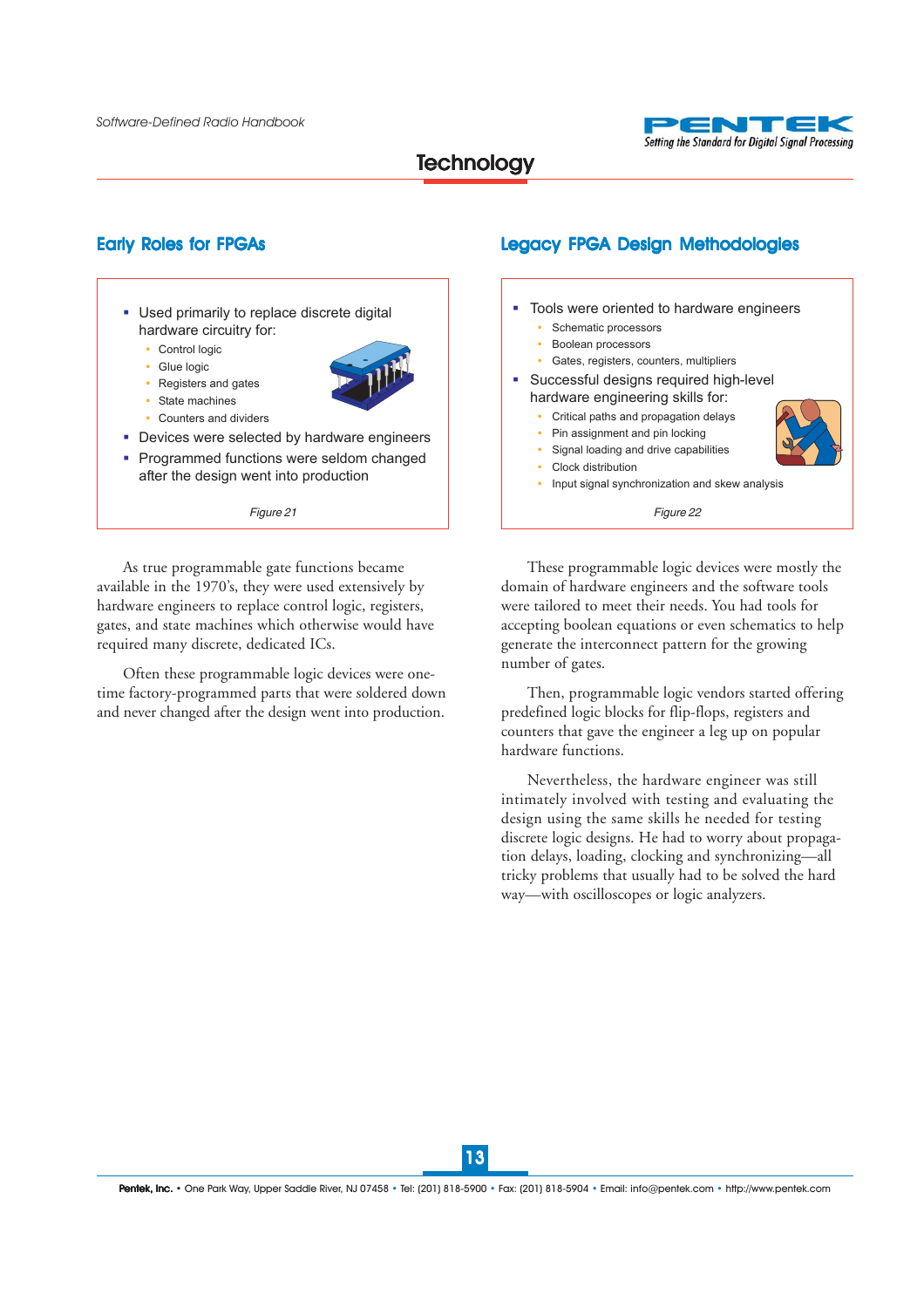## Technology

### Early Roles for FPGAs

- Used primarily to replace discrete digital hardware circuitry for:
  - Control logic
  - Glue logic
  - Registers and gates
  - State machines
  - Counters and dividers
- Devices were selected by hardware engineers
- Programmed functions were seldom changed after the design went into production

*Figure 21*

As true programmable gate functions became available in the 1970's, they were used extensively by hardware engineers to replace control logic, registers, gates, and state machines which otherwise would have required many discrete, dedicated ICs.

Often these programmable logic devices were one-time factory-programmed parts that were soldered down and never changed after the design went into production.

### Legacy FPGA Design Methodologies

- Tools were oriented to hardware engineers
  - Schematic processors
  - Boolean processors
  - Gates, registers, counters, multipliers
- Successful designs required high-level hardware engineering skills for:
  - Critical paths and propagation delays
  - Pin assignment and pin locking
  - Signal loading and drive capabilities
  - Clock distribution
  - Input signal synchronization and skew analysis

*Figure 22*

These programmable logic devices were mostly the domain of hardware engineers and the software tools were tailored to meet their needs. You had tools for accepting boolean equations or even schematics to help generate the interconnect pattern for the growing number of gates.

Then, programmable logic vendors started offering predefined logic blocks for flip-flops, registers and counters that gave the engineer a leg up on popular hardware functions.

Nevertheless, the hardware engineer was still intimately involved with testing and evaluating the design using the same skills he needed for testing discrete logic designs. He had to worry about propagation delays, loading, clocking and synchronizing—all tricky problems that usually had to be solved the hard way—with oscilloscopes or logic analyzers.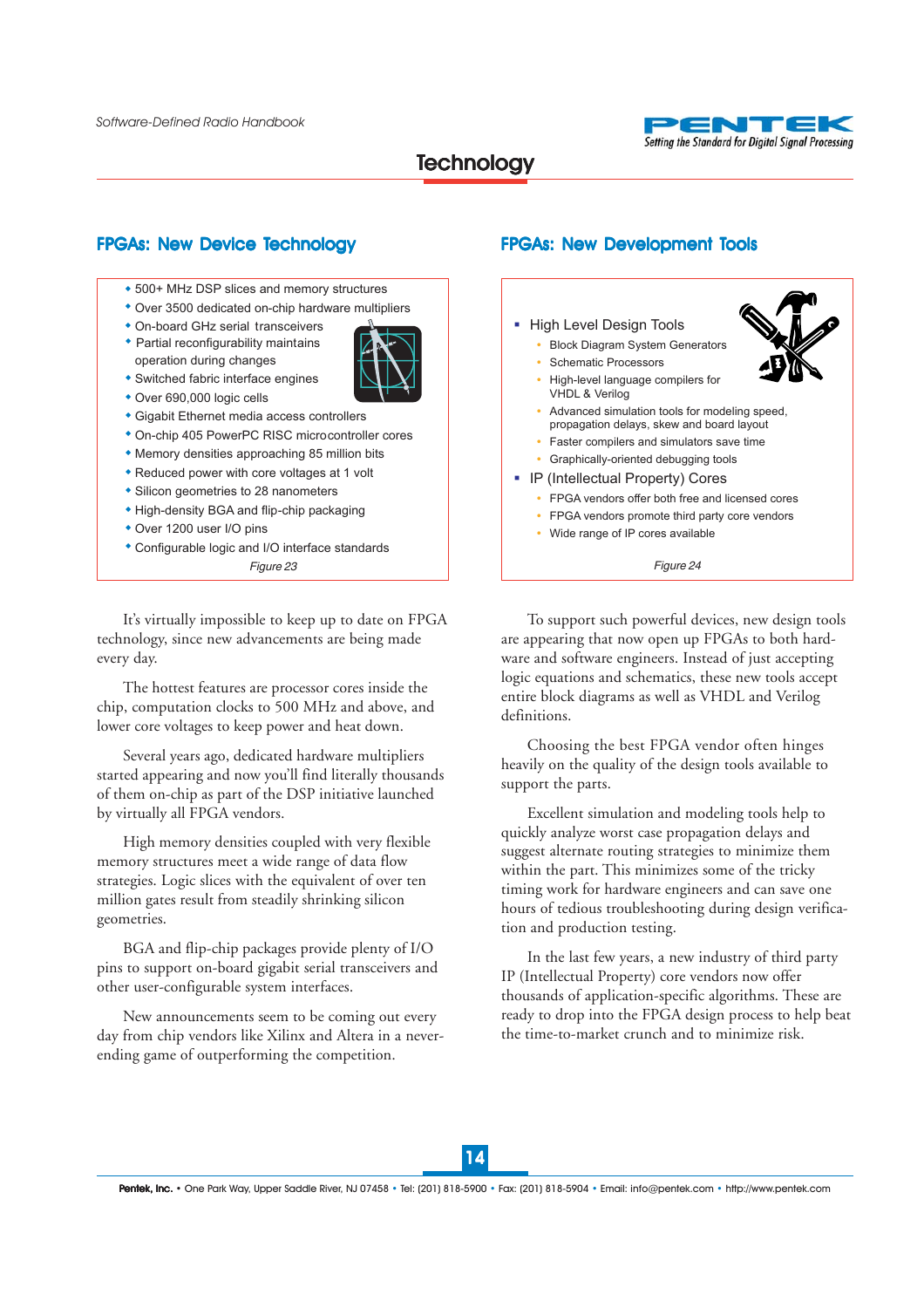# Technology

## FPGAs: New Device Technology

- 500+ MHz DSP slices and memory structures
- Over 3500 dedicated on-chip hardware multipliers
- On-board GHz serial transceivers
- Partial reconfigurability maintains operation during changes
- Switched fabric interface engines
- Over 690,000 logic cells
- Gigabit Ethernet media access controllers
- On-chip 405 PowerPC RISC microcontroller cores
- Memory densities approaching 85 million bits
- Reduced power with core voltages at 1 volt
- Silicon geometries to 28 nanometers
- High-density BGA and flip-chip packaging
- Over 1200 user I/O pins
- Configurable logic and I/O interface standards

*Figure 23*

It's virtually impossible to keep up to date on FPGA technology, since new advancements are being made every day.

The hottest features are processor cores inside the chip, computation clocks to 500 MHz and above, and lower core voltages to keep power and heat down.

Several years ago, dedicated hardware multipliers started appearing and now you'll find literally thousands of them on-chip as part of the DSP initiative launched by virtually all FPGA vendors.

High memory densities coupled with very flexible memory structures meet a wide range of data flow strategies. Logic slices with the equivalent of over ten million gates result from steadily shrinking silicon geometries.

BGA and flip-chip packages provide plenty of I/O pins to support on-board gigabit serial transceivers and other user-configurable system interfaces.

New announcements seem to be coming out every day from chip vendors like Xilinx and Altera in a never-ending game of outperforming the competition.

## FPGAs: New Development Tools

- High Level Design Tools
  - Block Diagram System Generators
  - Schematic Processors
  - High-level language compilers for VHDL & Verilog
  - Advanced simulation tools for modeling speed, propagation delays, skew and board layout
  - Faster compilers and simulators save time
  - Graphically-oriented debugging tools
- IP (Intellectual Property) Cores
  - FPGA vendors offer both free and licensed cores
  - FPGA vendors promote third party core vendors
  - Wide range of IP cores available

*Figure 24*

To support such powerful devices, new design tools are appearing that now open up FPGAs to both hardware and software engineers. Instead of just accepting logic equations and schematics, these new tools accept entire block diagrams as well as VHDL and Verilog definitions.

Choosing the best FPGA vendor often hinges heavily on the quality of the design tools available to support the parts.

Excellent simulation and modeling tools help to quickly analyze worst case propagation delays and suggest alternate routing strategies to minimize them within the part. This minimizes some of the tricky timing work for hardware engineers and can save one hours of tedious troubleshooting during design verification and production testing.

In the last few years, a new industry of third party IP (Intellectual Property) core vendors now offer thousands of application-specific algorithms. These are ready to drop into the FPGA design process to help beat the time-to-market crunch and to minimize risk.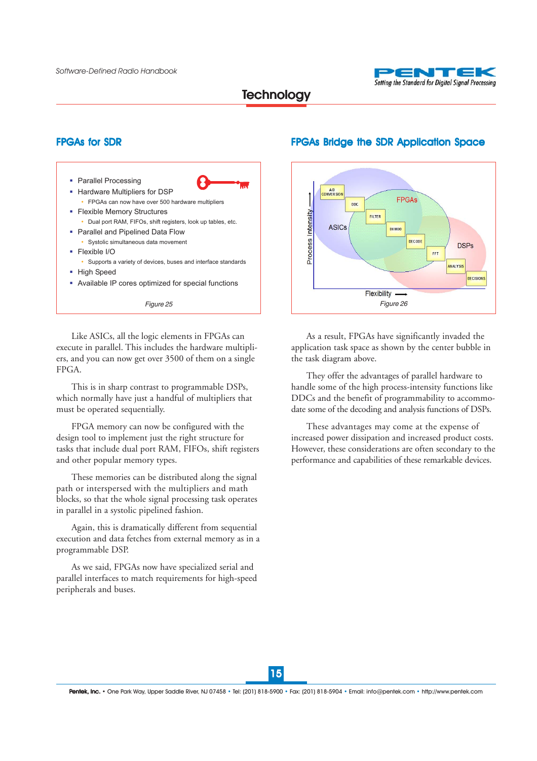# Technology

## FPGAs for SDR

- Parallel Processing
- Hardware Multipliers for DSP
  - FPGAs can now have over 500 hardware multipliers
- Flexible Memory Structures
  - Dual port RAM, FIFOs, shift registers, look up tables, etc.
- Parallel and Pipelined Data Flow
  - Systolic simultaneous data movement
- Flexible I/O
  - Supports a variety of devices, buses and interface standards
- High Speed
- Available IP cores optimized for special functions

*Figure 25*

Like ASICs, all the logic elements in FPGAs can execute in parallel. This includes the hardware multipliers, and you can now get over 3500 of them on a single FPGA.

This is in sharp contrast to programmable DSPs, which normally have just a handful of multipliers that must be operated sequentially.

FPGA memory can now be configured with the design tool to implement just the right structure for tasks that include dual port RAM, FIFOs, shift registers and other popular memory types.

These memories can be distributed along the signal path or interspersed with the multipliers and math blocks, so that the whole signal processing task operates in parallel in a systolic pipelined fashion.

Again, this is dramatically different from sequential execution and data fetches from external memory as in a programmable DSP.

As we said, FPGAs now have specialized serial and parallel interfaces to match requirements for high-speed peripherals and buses.

## FPGAs Bridge the SDR Application Space

Process Intensity

A/D CONVERSION

DDC

FILTER

DEMOD

DECODE

FFT

ANALYSIS

DECISIONS

ASICs

FPGAs

DSPs

Flexibility

*Figure 26*

As a result, FPGAs have significantly invaded the application task space as shown by the center bubble in the task diagram above.

They offer the advantages of parallel hardware to handle some of the high process-intensity functions like DDCs and the benefit of programmability to accommodate some of the decoding and analysis functions of DSPs.

These advantages may come at the expense of increased power dissipation and increased product costs. However, these considerations are often secondary to the performance and capabilities of these remarkable devices.